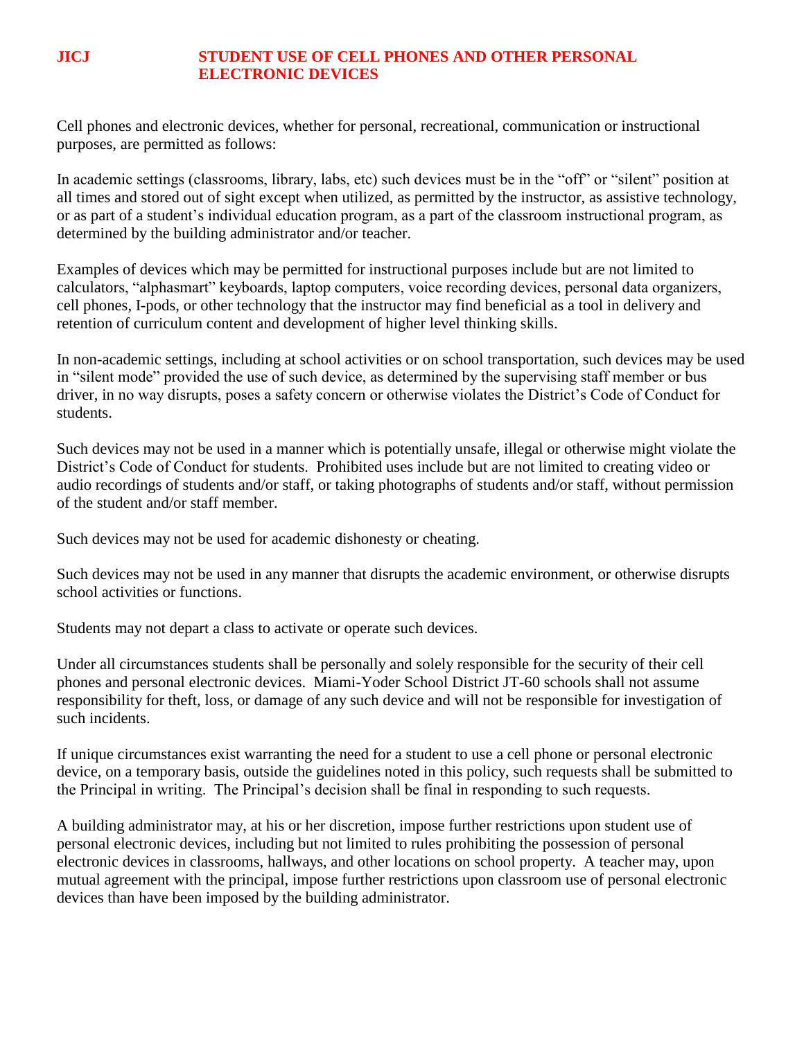# JICJ STUDENT USE OF CELL PHONES AND OTHER PERSONAL ELECTRONIC DEVICES

Cell phones and electronic devices, whether for personal, recreational, communication or instructional purposes, are permitted as follows:

In academic settings (classrooms, library, labs, etc) such devices must be in the "off" or "silent" position at all times and stored out of sight except when utilized, as permitted by the instructor, as assistive technology, or as part of a student's individual education program, as a part of the classroom instructional program, as determined by the building administrator and/or teacher.

Examples of devices which may be permitted for instructional purposes include but are not limited to calculators, "alphasmart" keyboards, laptop computers, voice recording devices, personal data organizers, cell phones, I-pods, or other technology that the instructor may find beneficial as a tool in delivery and retention of curriculum content and development of higher level thinking skills.

In non-academic settings, including at school activities or on school transportation, such devices may be used in "silent mode" provided the use of such device, as determined by the supervising staff member or bus driver, in no way disrupts, poses a safety concern or otherwise violates the District's Code of Conduct for students.

Such devices may not be used in a manner which is potentially unsafe, illegal or otherwise might violate the District's Code of Conduct for students. Prohibited uses include but are not limited to creating video or audio recordings of students and/or staff, or taking photographs of students and/or staff, without permission of the student and/or staff member.

Such devices may not be used for academic dishonesty or cheating.

Such devices may not be used in any manner that disrupts the academic environment, or otherwise disrupts school activities or functions.

Students may not depart a class to activate or operate such devices.

Under all circumstances students shall be personally and solely responsible for the security of their cell phones and personal electronic devices. Miami-Yoder School District JT-60 schools shall not assume responsibility for theft, loss, or damage of any such device and will not be responsible for investigation of such incidents.

If unique circumstances exist warranting the need for a student to use a cell phone or personal electronic device, on a temporary basis, outside the guidelines noted in this policy, such requests shall be submitted to the Principal in writing. The Principal's decision shall be final in responding to such requests.

A building administrator may, at his or her discretion, impose further restrictions upon student use of personal electronic devices, including but not limited to rules prohibiting the possession of personal electronic devices in classrooms, hallways, and other locations on school property. A teacher may, upon mutual agreement with the principal, impose further restrictions upon classroom use of personal electronic devices than have been imposed by the building administrator.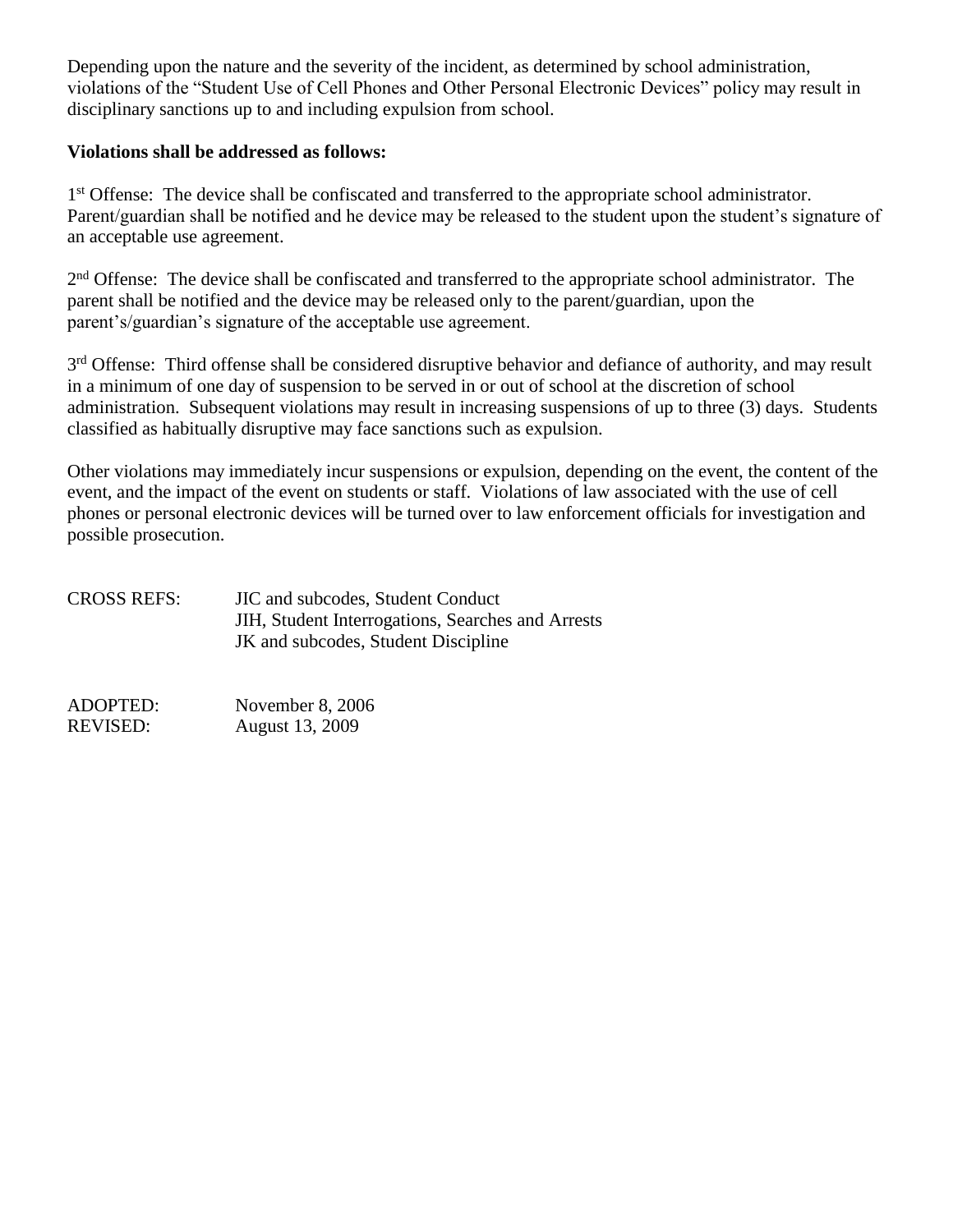Depending upon the nature and the severity of the incident, as determined by school administration, violations of the "Student Use of Cell Phones and Other Personal Electronic Devices" policy may result in disciplinary sanctions up to and including expulsion from school.

**Violations shall be addressed as follows:**

1st Offense: The device shall be confiscated and transferred to the appropriate school administrator. Parent/guardian shall be notified and he device may be released to the student upon the student's signature of an acceptable use agreement.

2nd Offense: The device shall be confiscated and transferred to the appropriate school administrator. The parent shall be notified and the device may be released only to the parent/guardian, upon the parent's/guardian's signature of the acceptable use agreement.

3rd Offense: Third offense shall be considered disruptive behavior and defiance of authority, and may result in a minimum of one day of suspension to be served in or out of school at the discretion of school administration. Subsequent violations may result in increasing suspensions of up to three (3) days. Students classified as habitually disruptive may face sanctions such as expulsion.

Other violations may immediately incur suspensions or expulsion, depending on the event, the content of the event, and the impact of the event on students or staff. Violations of law associated with the use of cell phones or personal electronic devices will be turned over to law enforcement officials for investigation and possible prosecution.

CROSS REFS: JIC and subcodes, Student Conduct
JIH, Student Interrogations, Searches and Arrests
JK and subcodes, Student Discipline

ADOPTED: November 8, 2006
REVISED: August 13, 2009